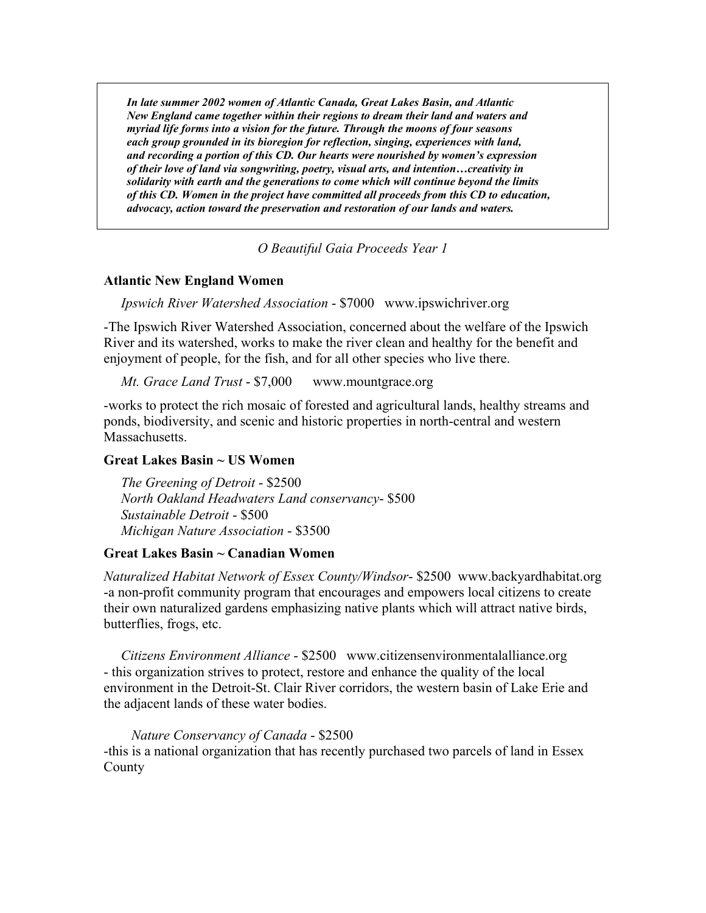***In late summer 2002 women of Atlantic Canada, Great Lakes Basin, and Atlantic New England came together within their regions to dream their land and waters and myriad life forms into a vision for the future. Through the moons of four seasons each group grounded in its bioregion for reflection, singing, experiences with land, and recording a portion of this CD. Our hearts were nourished by women's expression of their love of land via songwriting, poetry, visual arts, and intention…creativity in solidarity with earth and the generations to come which will continue beyond the limits of this CD. Women in the project have committed all proceeds from this CD to education, advocacy, action toward the preservation and restoration of our lands and waters.***

*O Beautiful Gaia Proceeds Year 1*

**Atlantic New England Women**

*Ipswich River Watershed Association* - $7000 www.ipswichriver.org

-The Ipswich River Watershed Association, concerned about the welfare of the Ipswich River and its watershed, works to make the river clean and healthy for the benefit and enjoyment of people, for the fish, and for all other species who live there.

*Mt. Grace Land Trust* - $7,000 www.mountgrace.org

-works to protect the rich mosaic of forested and agricultural lands, healthy streams and ponds, biodiversity, and scenic and historic properties in north-central and western Massachusetts.

**Great Lakes Basin ~ US Women**

*The Greening of Detroit* - $2500
*North Oakland Headwaters Land conservancy*- $500
*Sustainable Detroit* - $500
*Michigan Nature Association* - $3500

**Great Lakes Basin ~ Canadian Women**

*Naturalized Habitat Network of Essex County/Windsor*- $2500 www.backyardhabitat.org
-a non-profit community program that encourages and empowers local citizens to create their own naturalized gardens emphasizing native plants which will attract native birds, butterflies, frogs, etc.

*Citizens Environment Alliance* - $2500 www.citizensenvironmentalalliance.org
- this organization strives to protect, restore and enhance the quality of the local environment in the Detroit-St. Clair River corridors, the western basin of Lake Erie and the adjacent lands of these water bodies.

*Nature Conservancy of Canada* - $2500
-this is a national organization that has recently purchased two parcels of land in Essex County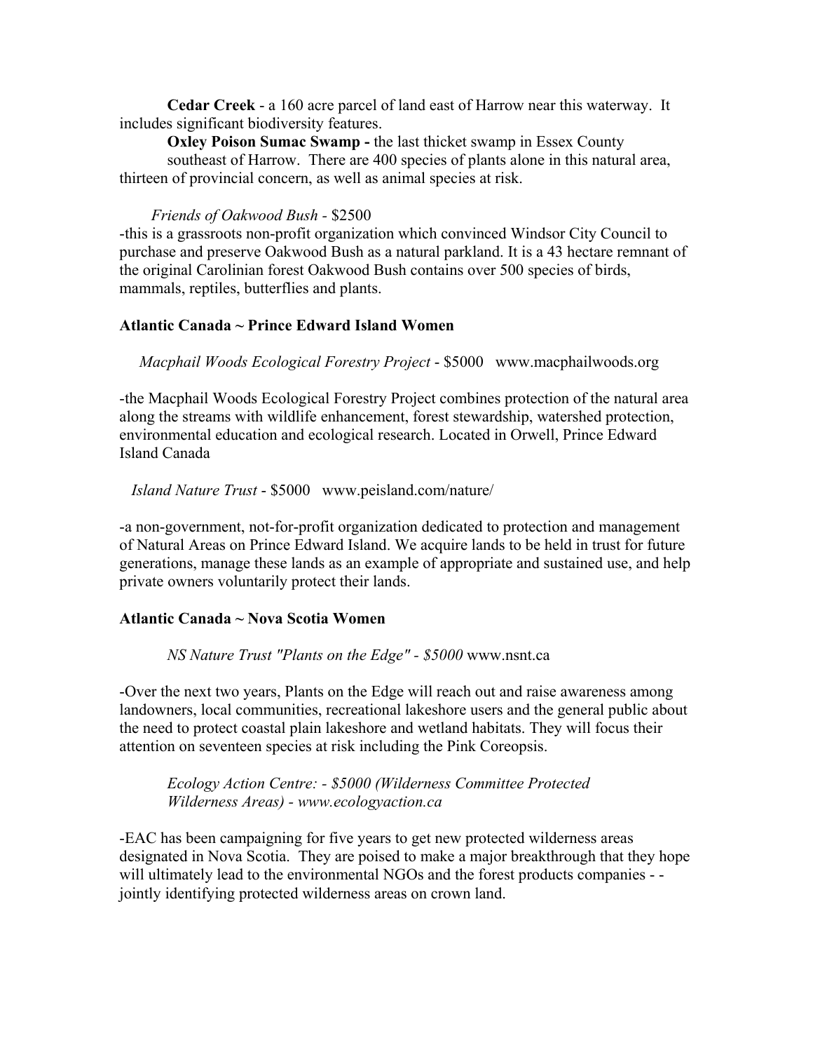**Cedar Creek** - a 160 acre parcel of land east of Harrow near this waterway. It includes significant biodiversity features.

**Oxley Poison Sumac Swamp -** the last thicket swamp in Essex County southeast of Harrow. There are 400 species of plants alone in this natural area, thirteen of provincial concern, as well as animal species at risk.

*Friends of Oakwood Bush* - $2500

-this is a grassroots non-profit organization which convinced Windsor City Council to purchase and preserve Oakwood Bush as a natural parkland. It is a 43 hectare remnant of the original Carolinian forest Oakwood Bush contains over 500 species of birds, mammals, reptiles, butterflies and plants.

**Atlantic Canada ~ Prince Edward Island Women**

*Macphail Woods Ecological Forestry Project* - $5000 www.macphailwoods.org

-the Macphail Woods Ecological Forestry Project combines protection of the natural area along the streams with wildlife enhancement, forest stewardship, watershed protection, environmental education and ecological research. Located in Orwell, Prince Edward Island Canada

*Island Nature Trust* - $5000 www.peisland.com/nature/

-a non-government, not-for-profit organization dedicated to protection and management of Natural Areas on Prince Edward Island. We acquire lands to be held in trust for future generations, manage these lands as an example of appropriate and sustained use, and help private owners voluntarily protect their lands.

**Atlantic Canada ~ Nova Scotia Women**

*NS Nature Trust "Plants on the Edge" - $5000* www.nsnt.ca

-Over the next two years, Plants on the Edge will reach out and raise awareness among landowners, local communities, recreational lakeshore users and the general public about the need to protect coastal plain lakeshore and wetland habitats. They will focus their attention on seventeen species at risk including the Pink Coreopsis.

*Ecology Action Centre: - $5000 (Wilderness Committee Protected Wilderness Areas) - www.ecologyaction.ca*

-EAC has been campaigning for five years to get new protected wilderness areas designated in Nova Scotia. They are poised to make a major breakthrough that they hope will ultimately lead to the environmental NGOs and the forest products companies - - jointly identifying protected wilderness areas on crown land.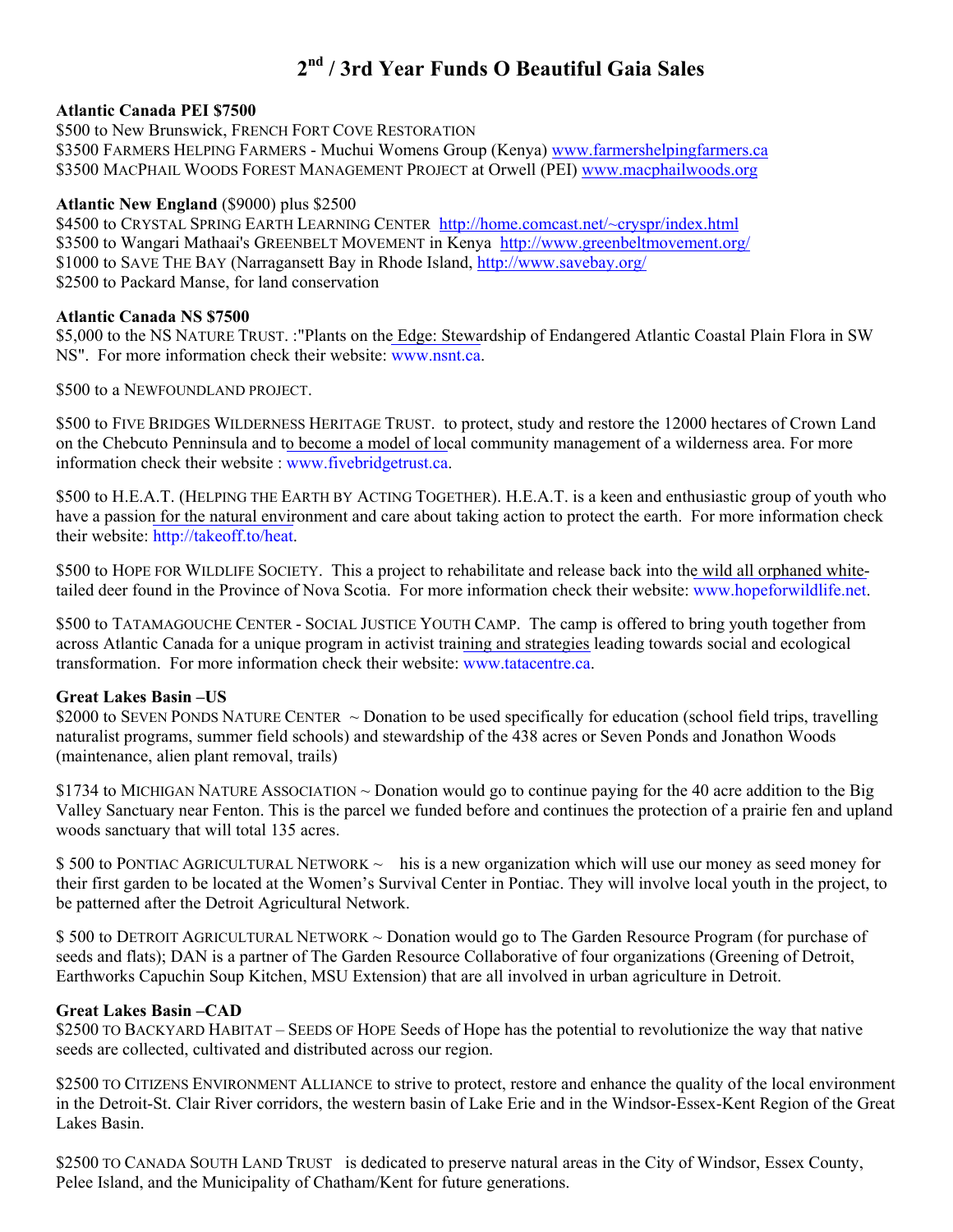# 2nd / 3rd Year Funds O Beautiful Gaia Sales

**Atlantic Canada PEI $7500**
$500 to New Brunswick, FRENCH FORT COVE RESTORATION
$3500 FARMERS HELPING FARMERS - Muchui Womens Group (Kenya) www.farmershelpingfarmers.ca
$3500 MACPHAIL WOODS FOREST MANAGEMENT PROJECT at Orwell (PEI) www.macphailwoods.org

**Atlantic New England** ($9000) plus $2500
$4500 to CRYSTAL SPRING EARTH LEARNING CENTER http://home.comcast.net/~cryspr/index.html
$3500 to Wangari Mathaai's GREENBELT MOVEMENT in Kenya http://www.greenbeltmovement.org/
$1000 to SAVE THE BAY (Narragansett Bay in Rhode Island, http://www.savebay.org/
$2500 to Packard Manse, for land conservation

**Atlantic Canada NS $7500**
$5,000 to the NS NATURE TRUST. :"Plants on the Edge: Stewardship of Endangered Atlantic Coastal Plain Flora in SW NS". For more information check their website: www.nsnt.ca.

$500 to a NEWFOUNDLAND PROJECT.

$500 to FIVE BRIDGES WILDERNESS HERITAGE TRUST. to protect, study and restore the 12000 hectares of Crown Land on the Chebcuto Pennisula and to become a model of local community management of a wilderness area. For more information check their website : www.fivebridgetrust.ca.

$500 to H.E.A.T. (HELPING THE EARTH BY ACTING TOGETHER). H.E.A.T. is a keen and enthusiastic group of youth who have a passion for the natural environment and care about taking action to protect the earth. For more information check their website: http://takeoff.to/heat.

$500 to HOPE FOR WILDLIFE SOCIETY. This a project to rehabilitate and release back into the wild all orphaned white-tailed deer found in the Province of Nova Scotia. For more information check their website: www.hopeforwildlife.net.

$500 to TATAMAGOUCHE CENTER - SOCIAL JUSTICE YOUTH CAMP. The camp is offered to bring youth together from across Atlantic Canada for a unique program in activist training and strategies leading towards social and ecological transformation. For more information check their website: www.tatacentre.ca.

**Great Lakes Basin –US**
$2000 to SEVEN PONDS NATURE CENTER ~ Donation to be used specifically for education (school field trips, travelling naturalist programs, summer field schools) and stewardship of the 438 acres or Seven Ponds and Jonathon Woods (maintenance, alien plant removal, trails)

$1734 to MICHIGAN NATURE ASSOCIATION ~ Donation would go to continue paying for the 40 acre addition to the Big Valley Sanctuary near Fenton. This is the parcel we funded before and continues the protection of a prairie fen and upland woods sanctuary that will total 135 acres.

$ 500 to PONTIAC AGRICULTURAL NETWORK ~ his is a new organization which will use our money as seed money for their first garden to be located at the Women's Survival Center in Pontiac. They will involve local youth in the project, to be patterned after the Detroit Agricultural Network.

$ 500 to DETROIT AGRICULTURAL NETWORK ~ Donation would go to The Garden Resource Program (for purchase of seeds and flats); DAN is a partner of The Garden Resource Collaborative of four organizations (Greening of Detroit, Earthworks Capuchin Soup Kitchen, MSU Extension) that are all involved in urban agriculture in Detroit.

**Great Lakes Basin –CAD**
$2500 TO BACKYARD HABITAT – SEEDS OF HOPE Seeds of Hope has the potential to revolutionize the way that native seeds are collected, cultivated and distributed across our region.

$2500 TO CITIZENS ENVIRONMENT ALLIANCE to strive to protect, restore and enhance the quality of the local environment in the Detroit-St. Clair River corridors, the western basin of Lake Erie and in the Windsor-Essex-Kent Region of the Great Lakes Basin.

$2500 TO CANADA SOUTH LAND TRUST is dedicated to preserve natural areas in the City of Windsor, Essex County, Pelee Island, and the Municipality of Chatham/Kent for future generations.